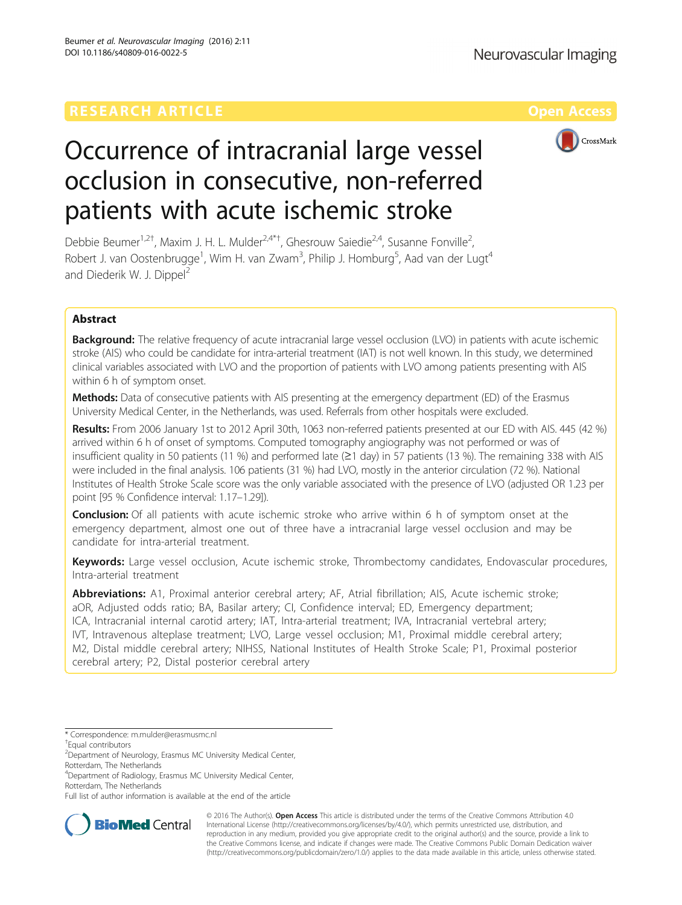RESEARCH ARTICLE

Open Access

# Occurrence of intracranial large vessel occlusion in consecutive, non-referred patients with acute ischemic stroke

Debbie Beumer[1,2†], Maxim J. H. L. Mulder[2,4*†], Ghesrouw Saiedie[2,4], Susanne Fonville[2], Robert J. van Oostenbrugge[1], Wim H. van Zwam[3], Philip J. Homburg[5], Aad van der Lugt[4] and Diederik W. J. Dippel[2]

## Abstract

**Background:** The relative frequency of acute intracranial large vessel occlusion (LVO) in patients with acute ischemic stroke (AIS) who could be candidate for intra-arterial treatment (IAT) is not well known. In this study, we determined clinical variables associated with LVO and the proportion of patients with LVO among patients presenting with AIS within 6 h of symptom onset.

**Methods:** Data of consecutive patients with AIS presenting at the emergency department (ED) of the Erasmus University Medical Center, in the Netherlands, was used. Referrals from other hospitals were excluded.

**Results:** From 2006 January 1st to 2012 April 30th, 1063 non-referred patients presented at our ED with AIS. 445 (42 %) arrived within 6 h of onset of symptoms. Computed tomography angiography was not performed or was of insufficient quality in 50 patients (11 %) and performed late (≥1 day) in 57 patients (13 %). The remaining 338 with AIS were included in the final analysis. 106 patients (31 %) had LVO, mostly in the anterior circulation (72 %). National Institutes of Health Stroke Scale score was the only variable associated with the presence of LVO (adjusted OR 1.23 per point [95 % Confidence interval: 1.17–1.29]).

**Conclusion:** Of all patients with acute ischemic stroke who arrive within 6 h of symptom onset at the emergency department, almost one out of three have a intracranial large vessel occlusion and may be candidate for intra-arterial treatment.

**Keywords:** Large vessel occlusion, Acute ischemic stroke, Thrombectomy candidates, Endovascular procedures, Intra-arterial treatment

**Abbreviations:** A1, Proximal anterior cerebral artery; AF, Atrial fibrillation; AIS, Acute ischemic stroke; aOR, Adjusted odds ratio; BA, Basilar artery; CI, Confidence interval; ED, Emergency department; ICA, Intracranial internal carotid artery; IAT, Intra-arterial treatment; IVA, Intracranial vertebral artery; IVT, Intravenous alteplase treatment; LVO, Large vessel occlusion; M1, Proximal middle cerebral artery; M2, Distal middle cerebral artery; NIHSS, National Institutes of Health Stroke Scale; P1, Proximal posterior cerebral artery; P2, Distal posterior cerebral artery

\* Correspondence: m.mulder@erasmusmc.nl
†Equal contributors
[2]Department of Neurology, Erasmus MC University Medical Center, Rotterdam, The Netherlands
[4]Department of Radiology, Erasmus MC University Medical Center, Rotterdam, The Netherlands
Full list of author information is available at the end of the article

© 2016 The Author(s). **Open Access** This article is distributed under the terms of the Creative Commons Attribution 4.0 International License (http://creativecommons.org/licenses/by/4.0/), which permits unrestricted use, distribution, and reproduction in any medium, provided you give appropriate credit to the original author(s) and the source, provide a link to the Creative Commons license, and indicate if changes were made. The Creative Commons Public Domain Dedication waiver (http://creativecommons.org/publicdomain/zero/1.0/) applies to the data made available in this article, unless otherwise stated.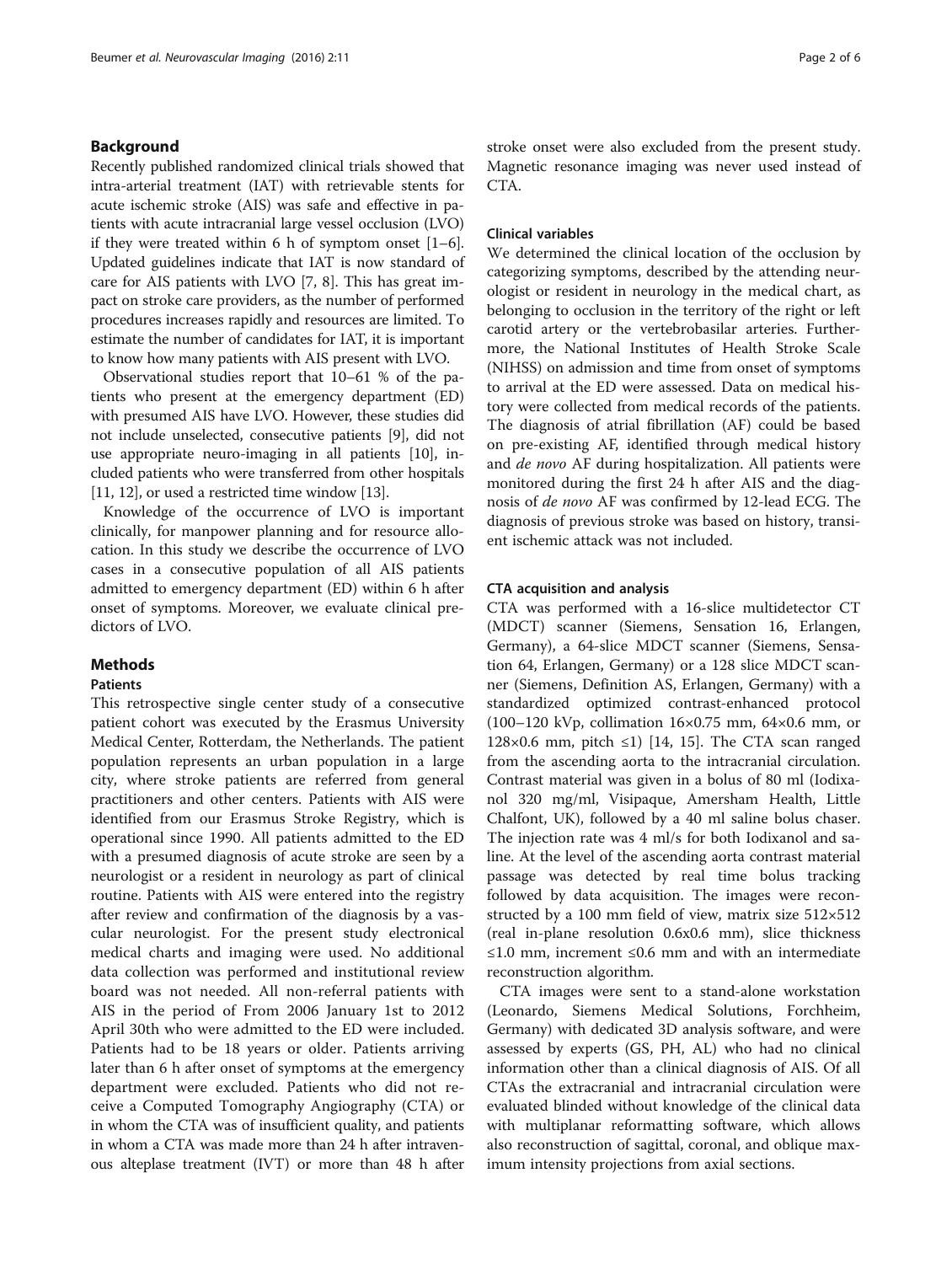## Background

Recently published randomized clinical trials showed that intra-arterial treatment (IAT) with retrievable stents for acute ischemic stroke (AIS) was safe and effective in patients with acute intracranial large vessel occlusion (LVO) if they were treated within 6 h of symptom onset [1–6]. Updated guidelines indicate that IAT is now standard of care for AIS patients with LVO [7, 8]. This has great impact on stroke care providers, as the number of performed procedures increases rapidly and resources are limited. To estimate the number of candidates for IAT, it is important to know how many patients with AIS present with LVO.

Observational studies report that 10–61 % of the patients who present at the emergency department (ED) with presumed AIS have LVO. However, these studies did not include unselected, consecutive patients [9], did not use appropriate neuro-imaging in all patients [10], included patients who were transferred from other hospitals [11, 12], or used a restricted time window [13].

Knowledge of the occurrence of LVO is important clinically, for manpower planning and for resource allocation. In this study we describe the occurrence of LVO cases in a consecutive population of all AIS patients admitted to emergency department (ED) within 6 h after onset of symptoms. Moreover, we evaluate clinical predictors of LVO.

## Methods

### Patients

This retrospective single center study of a consecutive patient cohort was executed by the Erasmus University Medical Center, Rotterdam, the Netherlands. The patient population represents an urban population in a large city, where stroke patients are referred from general practitioners and other centers. Patients with AIS were identified from our Erasmus Stroke Registry, which is operational since 1990. All patients admitted to the ED with a presumed diagnosis of acute stroke are seen by a neurologist or a resident in neurology as part of clinical routine. Patients with AIS were entered into the registry after review and confirmation of the diagnosis by a vascular neurologist. For the present study electronical medical charts and imaging were used. No additional data collection was performed and institutional review board was not needed. All non-referral patients with AIS in the period of From 2006 January 1st to 2012 April 30th who were admitted to the ED were included. Patients had to be 18 years or older. Patients arriving later than 6 h after onset of symptoms at the emergency department were excluded. Patients who did not receive a Computed Tomography Angiography (CTA) or in whom the CTA was of insufficient quality, and patients in whom a CTA was made more than 24 h after intravenous alteplase treatment (IVT) or more than 48 h after stroke onset were also excluded from the present study. Magnetic resonance imaging was never used instead of CTA.

### Clinical variables

We determined the clinical location of the occlusion by categorizing symptoms, described by the attending neurologist or resident in neurology in the medical chart, as belonging to occlusion in the territory of the right or left carotid artery or the vertebrobasilar arteries. Furthermore, the National Institutes of Health Stroke Scale (NIHSS) on admission and time from onset of symptoms to arrival at the ED were assessed. Data on medical history were collected from medical records of the patients. The diagnosis of atrial fibrillation (AF) could be based on pre-existing AF, identified through medical history and *de novo* AF during hospitalization. All patients were monitored during the first 24 h after AIS and the diagnosis of *de novo* AF was confirmed by 12-lead ECG. The diagnosis of previous stroke was based on history, transient ischemic attack was not included.

### CTA acquisition and analysis

CTA was performed with a 16-slice multidetector CT (MDCT) scanner (Siemens, Sensation 16, Erlangen, Germany), a 64-slice MDCT scanner (Siemens, Sensation 64, Erlangen, Germany) or a 128 slice MDCT scanner (Siemens, Definition AS, Erlangen, Germany) with a standardized optimized contrast-enhanced protocol (100–120 kVp, collimation 16×0.75 mm, 64×0.6 mm, or 128×0.6 mm, pitch ≤1) [14, 15]. The CTA scan ranged from the ascending aorta to the intracranial circulation. Contrast material was given in a bolus of 80 ml (Iodixanol 320 mg/ml, Visipaque, Amersham Health, Little Chalfont, UK), followed by a 40 ml saline bolus chaser. The injection rate was 4 ml/s for both Iodixanol and saline. At the level of the ascending aorta contrast material passage was detected by real time bolus tracking followed by data acquisition. The images were reconstructed by a 100 mm field of view, matrix size 512×512 (real in-plane resolution 0.6x0.6 mm), slice thickness ≤1.0 mm, increment ≤0.6 mm and with an intermediate reconstruction algorithm.

CTA images were sent to a stand-alone workstation (Leonardo, Siemens Medical Solutions, Forchheim, Germany) with dedicated 3D analysis software, and were assessed by experts (GS, PH, AL) who had no clinical information other than a clinical diagnosis of AIS. Of all CTAs the extracranial and intracranial circulation were evaluated blinded without knowledge of the clinical data with multiplanar reformatting software, which allows also reconstruction of sagittal, coronal, and oblique maximum intensity projections from axial sections.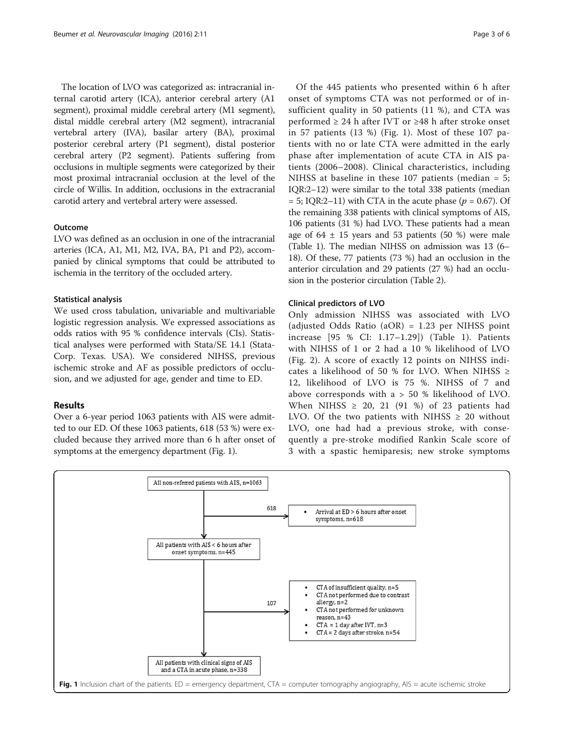The location of LVO was categorized as: intracranial internal carotid artery (ICA), anterior cerebral artery (A1 segment), proximal middle cerebral artery (M1 segment), distal middle cerebral artery (M2 segment), intracranial vertebral artery (IVA), basilar artery (BA), proximal posterior cerebral artery (P1 segment), distal posterior cerebral artery (P2 segment). Patients suffering from occlusions in multiple segments were categorized by their most proximal intracranial occlusion at the level of the circle of Willis. In addition, occlusions in the extracranial carotid artery and vertebral artery were assessed.

### Outcome

LVO was defined as an occlusion in one of the intracranial arteries (ICA, A1, M1, M2, IVA, BA, P1 and P2), accompanied by clinical symptoms that could be attributed to ischemia in the territory of the occluded artery.

### Statistical analysis

We used cross tabulation, univariable and multivariable logistic regression analysis. We expressed associations as odds ratios with 95 % confidence intervals (CIs). Statistical analyses were performed with Stata/SE 14.1 (StataCorp. Texas. USA). We considered NIHSS, previous ischemic stroke and AF as possible predictors of occlusion, and we adjusted for age, gender and time to ED.

## Results

Over a 6-year period 1063 patients with AIS were admitted to our ED. Of these 1063 patients, 618 (53 %) were excluded because they arrived more than 6 h after onset of symptoms at the emergency department (Fig. 1).

Of the 445 patients who presented within 6 h after onset of symptoms CTA was not performed or of insufficient quality in 50 patients (11 %), and CTA was performed ≥ 24 h after IVT or ≥48 h after stroke onset in 57 patients (13 %) (Fig. 1). Most of these 107 patients with no or late CTA were admitted in the early phase after implementation of acute CTA in AIS patients (2006–2008). Clinical characteristics, including NIHSS at baseline in these 107 patients (median = 5; IQR:2–12) were similar to the total 338 patients (median = 5; IQR:2–11) with CTA in the acute phase ($p = 0.67$). Of the remaining 338 patients with clinical symptoms of AIS, 106 patients (31 %) had LVO. These patients had a mean age of 64 ± 15 years and 53 patients (50 %) were male (Table 1). The median NIHSS on admission was 13 (6–18). Of these, 77 patients (73 %) had an occlusion in the anterior circulation and 29 patients (27 %) had an occlusion in the posterior circulation (Table 2).

### Clinical predictors of LVO

Only admission NIHSS was associated with LVO (adjusted Odds Ratio (aOR) = 1.23 per NIHSS point increase [95 % CI: 1.17–1.29]) (Table 1). Patients with NIHSS of 1 or 2 had a 10 % likelihood of LVO (Fig. 2). A score of exactly 12 points on NIHSS indicates a likelihood of 50 % for LVO. When NIHSS ≥ 12, likelihood of LVO is 75 %. NIHSS of 7 and above corresponds with a > 50 % likelihood of LVO. When NIHSS ≥ 20, 21 (91 %) of 23 patients had LVO. Of the two patients with NIHSS ≥ 20 without LVO, one had had a previous stroke, with consequently a pre-stroke modified Rankin Scale score of 3 with a spastic hemiparesis; new stroke symptoms

All non-referred patients with AIS, n=1063

618 → Arrival at ED > 6 hours after onset symptoms, n=618

All patients with AIS < 6 hours after onset symptoms, n=445

107 →
- CTA of insufficient quality, n=5
- CTA not performed due to contrast allergy, n=2
- CTA not performed for unknown reason, n=43
- CTA = 1 day after IVT, n=3
- CTA = 2 days after stroke, n=54

All patients with clinical signs of AIS and a CTA in acute phase, n=338

**Fig. 1** Inclusion chart of the patients. ED = emergency department, CTA = computer tomography angiography, AIS = acute ischemic stroke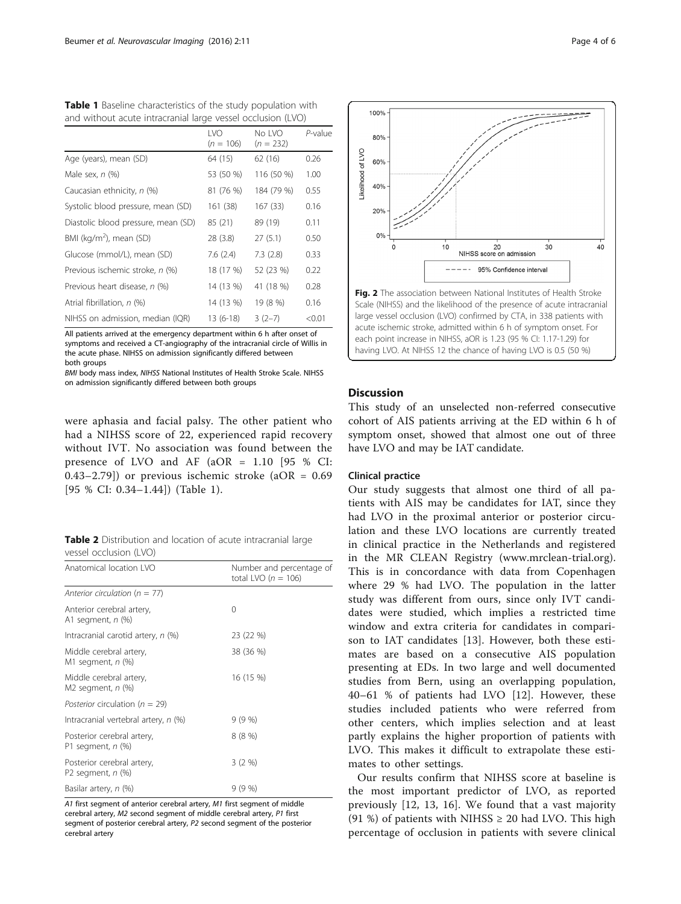**Table 1** Baseline characteristics of the study population with and without acute intracranial large vessel occlusion (LVO)

| | LVO ($n$ = 106) | No LVO ($n$ = 232) | $P$-value |
|---|---|---|---|
| Age (years), mean (SD) | 64 (15) | 62 (16) | 0.26 |
| Male sex, $n$ (%) | 53 (50 %) | 116 (50 %) | 1.00 |
| Caucasian ethnicity, $n$ (%) | 81 (76 %) | 184 (79 %) | 0.55 |
| Systolic blood pressure, mean (SD) | 161 (38) | 167 (33) | 0.16 |
| Diastolic blood pressure, mean (SD) | 85 (21) | 89 (19) | 0.11 |
| BMI (kg/m$^2$), mean (SD) | 28 (3.8) | 27 (5.1) | 0.50 |
| Glucose (mmol/L), mean (SD) | 7.6 (2.4) | 7.3 (2.8) | 0.33 |
| Previous ischemic stroke, $n$ (%) | 18 (17 %) | 52 (23 %) | 0.22 |
| Previous heart disease, $n$ (%) | 14 (13 %) | 41 (18 %) | 0.28 |
| Atrial fibrillation, $n$ (%) | 14 (13 %) | 19 (8 %) | 0.16 |
| NIHSS on admission, median (IQR) | 13 (6-18) | 3 (2–7) | <0.01 |

All patients arrived at the emergency department within 6 h after onset of symptoms and received a CT-angiography of the intracranial circle of Willis in the acute phase. NIHSS on admission significantly differed between both groups

*BMI* body mass index, *NIHSS* National Institutes of Health Stroke Scale. NIHSS on admission significantly differed between both groups

were aphasia and facial palsy. The other patient who had a NIHSS score of 22, experienced rapid recovery without IVT. No association was found between the presence of LVO and AF (aOR = 1.10 [95 % CI: 0.43–2.79]) or previous ischemic stroke (aOR = 0.69 [95 % CI: 0.34–1.44]) (Table 1).

**Table 2** Distribution and location of acute intracranial large vessel occlusion (LVO)

| Anatomical location LVO | Number and percentage of total LVO ($n$ = 106) |
|---|---|
| *Anterior circulation* ($n$ = 77) | |
| Anterior cerebral artery, A1 segment, $n$ (%) | 0 |
| Intracranial carotid artery, $n$ (%) | 23 (22 %) |
| Middle cerebral artery, M1 segment, $n$ (%) | 38 (36 %) |
| Middle cerebral artery, M2 segment, $n$ (%) | 16 (15 %) |
| *Posterior* circulation ($n$ = 29) | |
| Intracranial vertebral artery, $n$ (%) | 9 (9 %) |
| Posterior cerebral artery, P1 segment, $n$ (%) | 8 (8 %) |
| Posterior cerebral artery, P2 segment, $n$ (%) | 3 (2 %) |
| Basilar artery, $n$ (%) | 9 (9 %) |

*A1* first segment of anterior cerebral artery, *M1* first segment of middle cerebral artery, *M2* second segment of middle cerebral artery, *P1* first segment of posterior cerebral artery, *P2* second segment of the posterior cerebral artery

**Fig. 2** The association between National Institutes of Health Stroke Scale (NIHSS) and the likelihood of the presence of acute intracranial large vessel occlusion (LVO) confirmed by CTA, in 338 patients with acute ischemic stroke, admitted within 6 h of symptom onset. For each point increase in NIHSS, aOR is 1.23 (95 % CI: 1.17-1.29) for having LVO. At NIHSS 12 the chance of having LVO is 0.5 (50 %)

## Discussion

This study of an unselected non-referred consecutive cohort of AIS patients arriving at the ED within 6 h of symptom onset, showed that almost one out of three have LVO and may be IAT candidate.

### Clinical practice

Our study suggests that almost one third of all patients with AIS may be candidates for IAT, since they had LVO in the proximal anterior or posterior circulation and these LVO locations are currently treated in clinical practice in the Netherlands and registered in the MR CLEAN Registry (www.mrclean-trial.org). This is in concordance with data from Copenhagen where 29 % had LVO. The population in the latter study was different from ours, since only IVT candidates were studied, which implies a restricted time window and extra criteria for candidates in comparison to IAT candidates [13]. However, both these estimates are based on a consecutive AIS population presenting at EDs. In two large and well documented studies from Bern, using an overlapping population, 40–61 % of patients had LVO [12]. However, these studies included patients who were referred from other centers, which implies selection and at least partly explains the higher proportion of patients with LVO. This makes it difficult to extrapolate these estimates to other settings.

Our results confirm that NIHSS score at baseline is the most important predictor of LVO, as reported previously [12, 13, 16]. We found that a vast majority (91 %) of patients with NIHSS ≥ 20 had LVO. This high percentage of occlusion in patients with severe clinical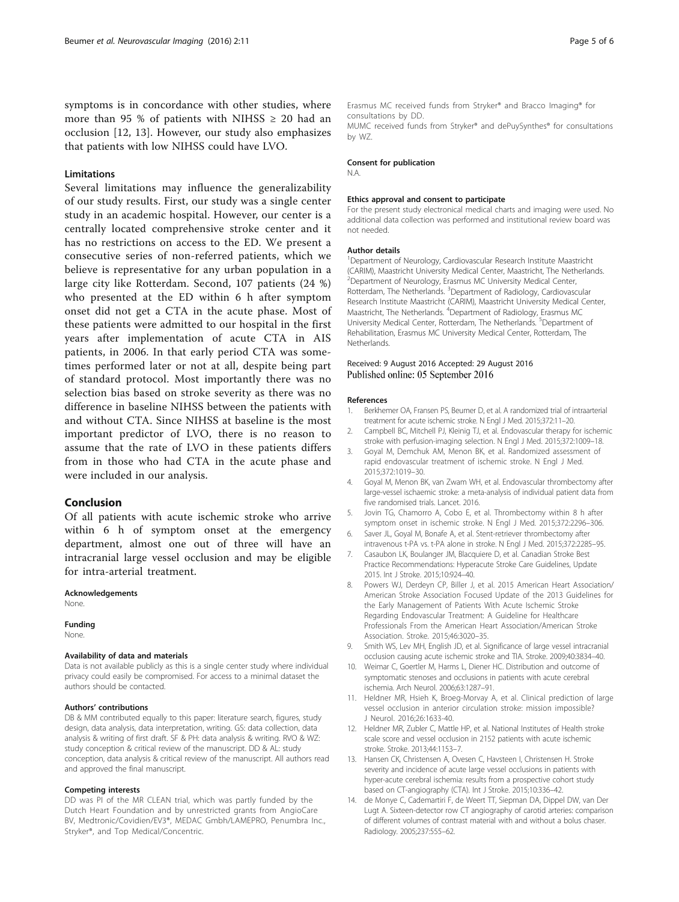symptoms is in concordance with other studies, where more than 95 % of patients with NIHSS ≥ 20 had an occlusion [12, 13]. However, our study also emphasizes that patients with low NIHSS could have LVO.

### Limitations

Several limitations may influence the generalizability of our study results. First, our study was a single center study in an academic hospital. However, our center is a centrally located comprehensive stroke center and it has no restrictions on access to the ED. We present a consecutive series of non-referred patients, which we believe is representative for any urban population in a large city like Rotterdam. Second, 107 patients (24 %) who presented at the ED within 6 h after symptom onset did not get a CTA in the acute phase. Most of these patients were admitted to our hospital in the first years after implementation of acute CTA in AIS patients, in 2006. In that early period CTA was sometimes performed later or not at all, despite being part of standard protocol. Most importantly there was no selection bias based on stroke severity as there was no difference in baseline NIHSS between the patients with and without CTA. Since NIHSS at baseline is the most important predictor of LVO, there is no reason to assume that the rate of LVO in these patients differs from in those who had CTA in the acute phase and were included in our analysis.

## Conclusion

Of all patients with acute ischemic stroke who arrive within 6 h of symptom onset at the emergency department, almost one out of three will have an intracranial large vessel occlusion and may be eligible for intra-arterial treatment.

#### Acknowledgements

None.

#### Funding

None.

#### Availability of data and materials

Data is not available publicly as this is a single center study where individual privacy could easily be compromised. For access to a minimal dataset the authors should be contacted.

#### Authors' contributions

DB & MM contributed equally to this paper: literature search, figures, study design, data analysis, data interpretation, writing. GS: data collection, data analysis & writing of first draft. SF & PH: data analysis & writing. RVO & WZ: study conception & critical review of the manuscript. DD & AL: study conception, data analysis & critical review of the manuscript. All authors read and approved the final manuscript.

#### Competing interests

DD was PI of the MR CLEAN trial, which was partly funded by the Dutch Heart Foundation and by unrestricted grants from AngioCare BV, Medtronic/Covidien/EV3®, MEDAC Gmbh/LAMEPRO, Penumbra Inc., Stryker®, and Top Medical/Concentric.

Erasmus MC received funds from Stryker® and Bracco Imaging® for consultations by DD.

MUMC received funds from Stryker® and dePuySynthes® for consultations by WZ.

#### Consent for publication

N.A.

#### Ethics approval and consent to participate

For the present study electronical medical charts and imaging were used. No additional data collection was performed and institutional review board was not needed.

#### Author details

[1]Department of Neurology, Cardiovascular Research Institute Maastricht (CARIM), Maastricht University Medical Center, Maastricht, The Netherlands. [2]Department of Neurology, Erasmus MC University Medical Center, Rotterdam, The Netherlands. [3]Department of Radiology, Cardiovascular Research Institute Maastricht (CARIM), Maastricht University Medical Center, Maastricht, The Netherlands. [4]Department of Radiology, Erasmus MC University Medical Center, Rotterdam, The Netherlands. [5]Department of Rehabilitation, Erasmus MC University Medical Center, Rotterdam, The Netherlands.

Received: 9 August 2016 Accepted: 29 August 2016
Published online: 05 September 2016

#### References

1. Berkhemer OA, Fransen PS, Beumer D, et al. A randomized trial of intraarterial treatment for acute ischemic stroke. N Engl J Med. 2015;372:11–20.
2. Campbell BC, Mitchell PJ, Kleinig TJ, et al. Endovascular therapy for ischemic stroke with perfusion-imaging selection. N Engl J Med. 2015;372:1009–18.
3. Goyal M, Demchuk AM, Menon BK, et al. Randomized assessment of rapid endovascular treatment of ischemic stroke. N Engl J Med. 2015;372:1019–30.
4. Goyal M, Menon BK, van Zwam WH, et al. Endovascular thrombectomy after large-vessel ischaemic stroke: a meta-analysis of individual patient data from five randomised trials. Lancet. 2016.
5. Jovin TG, Chamorro A, Cobo E, et al. Thrombectomy within 8 h after symptom onset in ischemic stroke. N Engl J Med. 2015;372:2296–306.
6. Saver JL, Goyal M, Bonafe A, et al. Stent-retriever thrombectomy after intravenous t-PA vs. t-PA alone in stroke. N Engl J Med. 2015;372:2285–95.
7. Casaubon LK, Boulanger JM, Blacquiere D, et al. Canadian Stroke Best Practice Recommendations: Hyperacute Stroke Care Guidelines, Update 2015. Int J Stroke. 2015;10:924–40.
8. Powers WJ, Derdeyn CP, Biller J, et al. 2015 American Heart Association/American Stroke Association Focused Update of the 2013 Guidelines for the Early Management of Patients With Acute Ischemic Stroke Regarding Endovascular Treatment: A Guideline for Healthcare Professionals From the American Heart Association/American Stroke Association. Stroke. 2015;46:3020–35.
9. Smith WS, Lev MH, English JD, et al. Significance of large vessel intracranial occlusion causing acute ischemic stroke and TIA. Stroke. 2009;40:3834–40.
10. Weimar C, Goertler M, Harms L, Diener HC. Distribution and outcome of symptomatic stenoses and occlusions in patients with acute cerebral ischemia. Arch Neurol. 2006;63:1287–91.
11. Heldner MR, Hsieh K, Broeg-Morvay A, et al. Clinical prediction of large vessel occlusion in anterior circulation stroke: mission impossible? J Neurol. 2016;26:1633-40.
12. Heldner MR, Zubler C, Mattle HP, et al. National Institutes of Health stroke scale score and vessel occlusion in 2152 patients with acute ischemic stroke. Stroke. 2013;44:1153–7.
13. Hansen CK, Christensen A, Ovesen C, Havsteen I, Christensen H. Stroke severity and incidence of acute large vessel occlusions in patients with hyper-acute cerebral ischemia: results from a prospective cohort study based on CT-angiography (CTA). Int J Stroke. 2015;10:336–42.
14. de Monye C, Cademartiri F, de Weert TT, Siepman DA, Dippel DW, van Der Lugt A. Sixteen-detector row CT angiography of carotid arteries: comparison of different volumes of contrast material with and without a bolus chaser. Radiology. 2005;237:555–62.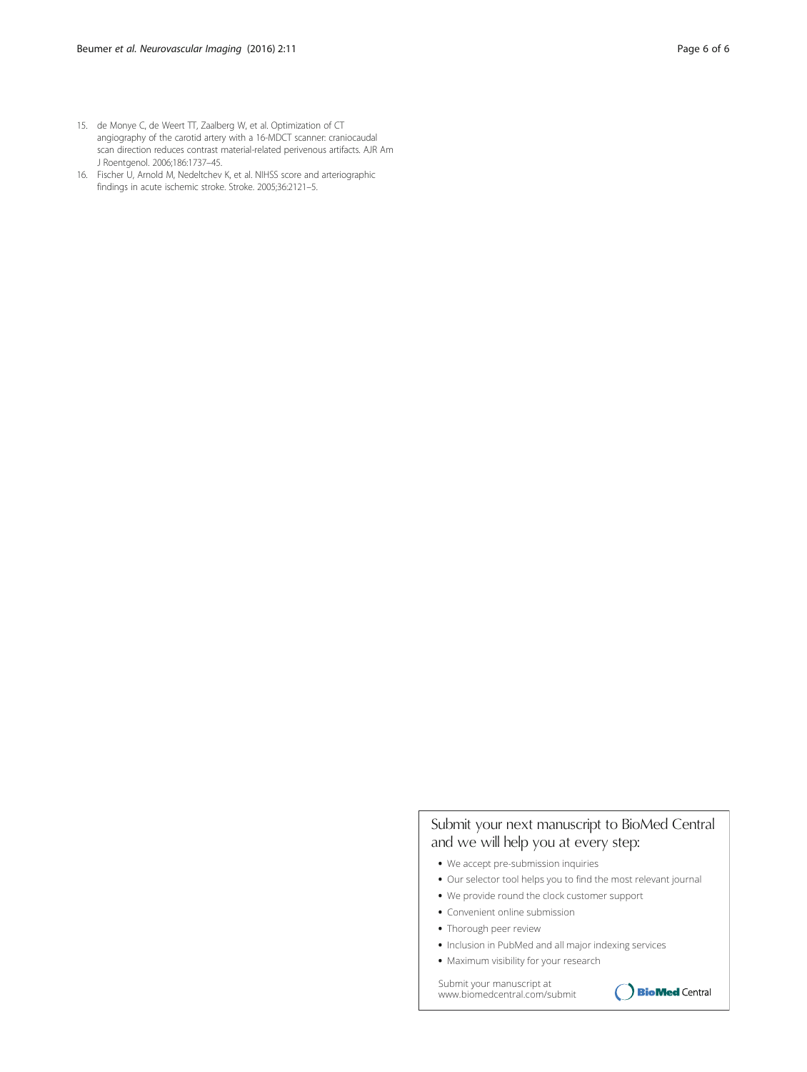15. de Monye C, de Weert TT, Zaalberg W, et al. Optimization of CT angiography of the carotid artery with a 16-MDCT scanner: craniocaudal scan direction reduces contrast material-related perivenous artifacts. AJR Am J Roentgenol. 2006;186:1737–45.
16. Fischer U, Arnold M, Nedeltchev K, et al. NIHSS score and arteriographic findings in acute ischemic stroke. Stroke. 2005;36:2121–5.

Submit your next manuscript to BioMed Central and we will help you at every step:

- We accept pre-submission inquiries
- Our selector tool helps you to find the most relevant journal
- We provide round the clock customer support
- Convenient online submission
- Thorough peer review
- Inclusion in PubMed and all major indexing services
- Maximum visibility for your research

Submit your manuscript at www.biomedcentral.com/submit

BioMed Central